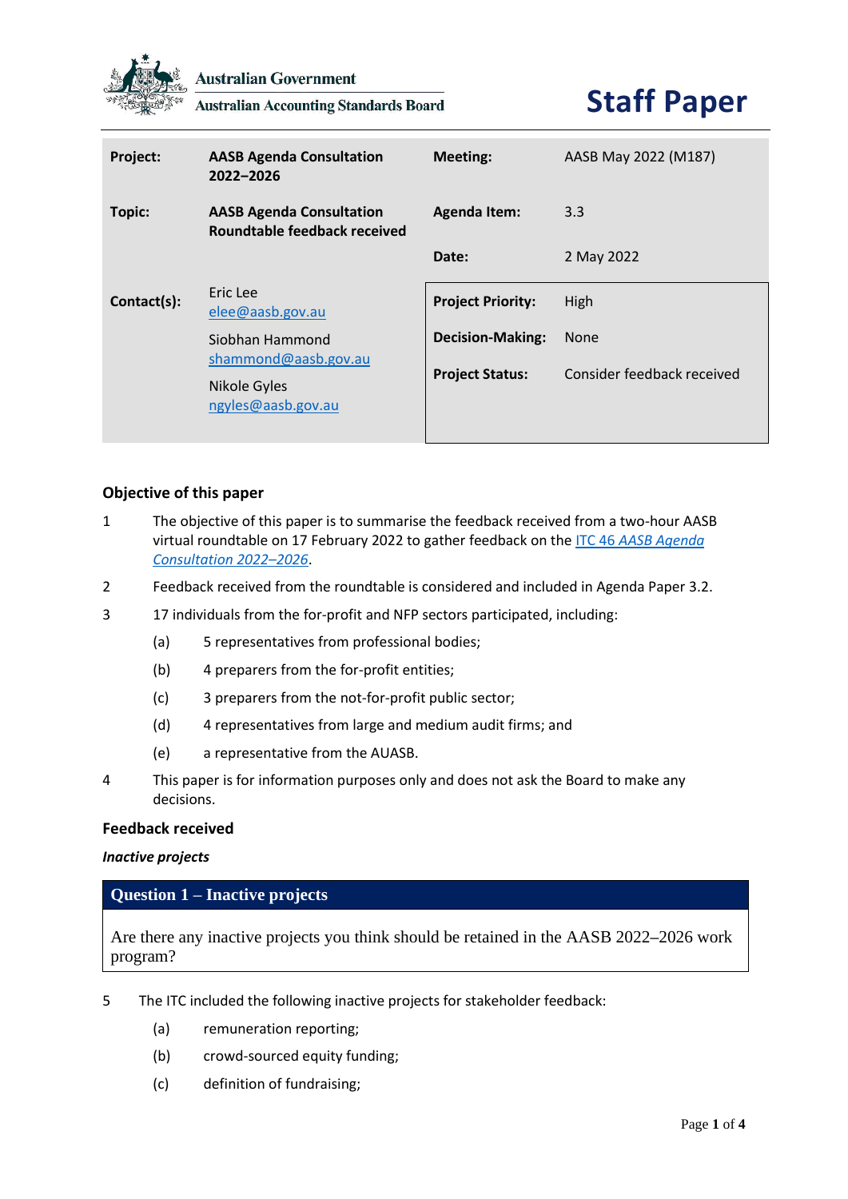Australian Government

Australian Accounting Standards Board

# Staff Paper

| Project: | AASB Agenda Consultation 2022–2026 | Meeting: | AASB May 2022 (M187) |
|---|---|---|---|
| Topic: | AASB Agenda Consultation Roundtable feedback received | Agenda Item: | 3.3 |
| | | Date: | 2 May 2022 |
| Contact(s): | Eric Lee<br>elee@aasb.gov.au<br>Siobhan Hammond<br>shammond@aasb.gov.au<br>Nikole Gyles<br>ngyles@aasb.gov.au | Project Priority: | High |
| | | Decision-Making: | None |
| | | Project Status: | Consider feedback received |

## Objective of this paper

1. The objective of this paper is to summarise the feedback received from a two-hour AASB virtual roundtable on 17 February 2022 to gather feedback on the ITC 46 *AASB Agenda Consultation 2022–2026*.

2. Feedback received from the roundtable is considered and included in Agenda Paper 3.2.

3. 17 individuals from the for-profit and NFP sectors participated, including:

   (a) 5 representatives from professional bodies;

   (b) 4 preparers from the for-profit entities;

   (c) 3 preparers from the not-for-profit public sector;

   (d) 4 representatives from large and medium audit firms; and

   (e) a representative from the AUASB.

4. This paper is for information purposes only and does not ask the Board to make any decisions.

## Feedback received

### *Inactive projects*

**Question 1 – Inactive projects**

Are there any inactive projects you think should be retained in the AASB 2022–2026 work program?

5. The ITC included the following inactive projects for stakeholder feedback:

   (a) remuneration reporting;

   (b) crowd-sourced equity funding;

   (c) definition of fundraising;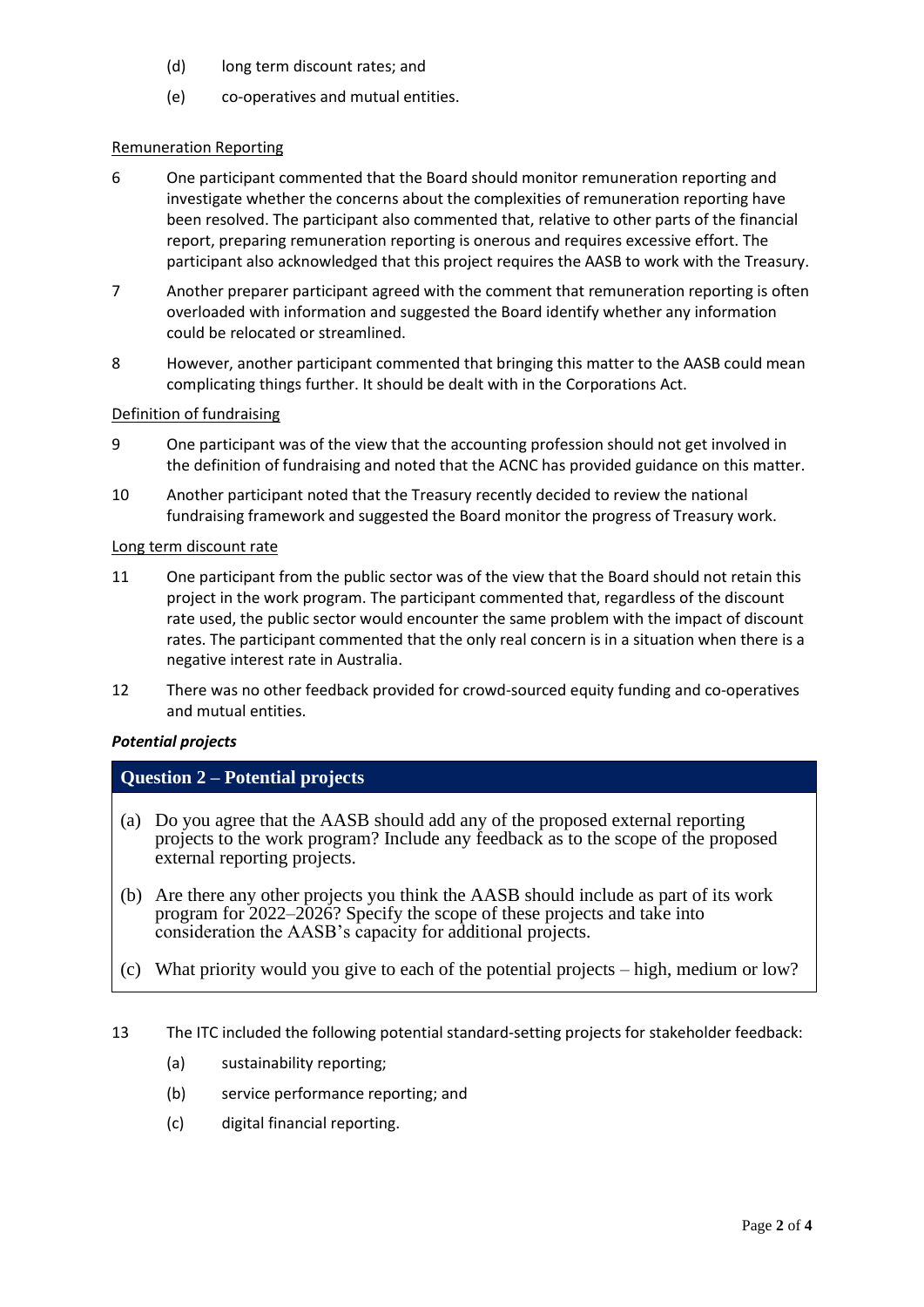(d) long term discount rates; and

(e) co-operatives and mutual entities.

Remuneration Reporting

6 One participant commented that the Board should monitor remuneration reporting and investigate whether the concerns about the complexities of remuneration reporting have been resolved. The participant also commented that, relative to other parts of the financial report, preparing remuneration reporting is onerous and requires excessive effort. The participant also acknowledged that this project requires the AASB to work with the Treasury.

7 Another preparer participant agreed with the comment that remuneration reporting is often overloaded with information and suggested the Board identify whether any information could be relocated or streamlined.

8 However, another participant commented that bringing this matter to the AASB could mean complicating things further. It should be dealt with in the Corporations Act.

Definition of fundraising

9 One participant was of the view that the accounting profession should not get involved in the definition of fundraising and noted that the ACNC has provided guidance on this matter.

10 Another participant noted that the Treasury recently decided to review the national fundraising framework and suggested the Board monitor the progress of Treasury work.

Long term discount rate

11 One participant from the public sector was of the view that the Board should not retain this project in the work program. The participant commented that, regardless of the discount rate used, the public sector would encounter the same problem with the impact of discount rates. The participant commented that the only real concern is in a situation when there is a negative interest rate in Australia.

12 There was no other feedback provided for crowd-sourced equity funding and co-operatives and mutual entities.

***Potential projects***

**Question 2 – Potential projects**

(a) Do you agree that the AASB should add any of the proposed external reporting projects to the work program? Include any feedback as to the scope of the proposed external reporting projects.

(b) Are there any other projects you think the AASB should include as part of its work program for 2022–2026? Specify the scope of these projects and take into consideration the AASB's capacity for additional projects.

(c) What priority would you give to each of the potential projects – high, medium or low?

13 The ITC included the following potential standard-setting projects for stakeholder feedback:

(a) sustainability reporting;

(b) service performance reporting; and

(c) digital financial reporting.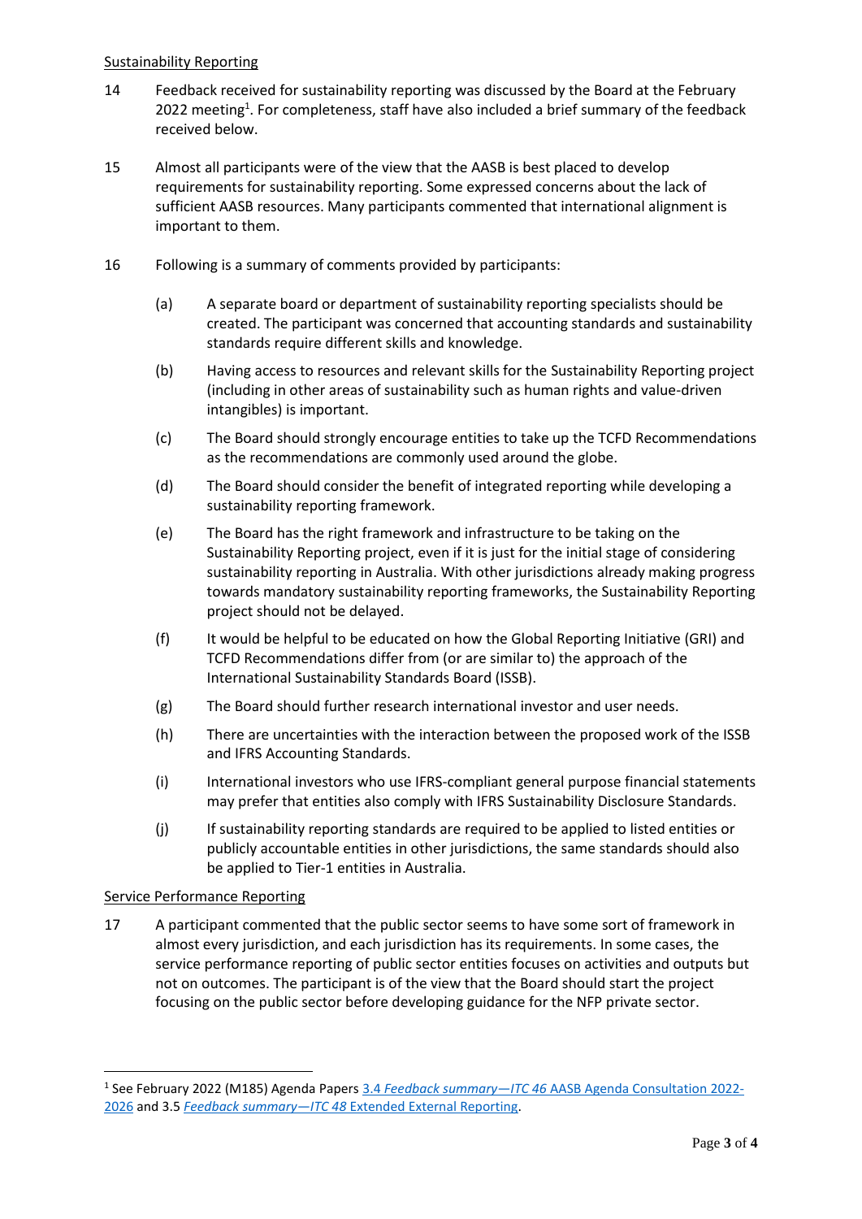Sustainability Reporting

14 Feedback received for sustainability reporting was discussed by the Board at the February 2022 meeting[1]. For completeness, staff have also included a brief summary of the feedback received below.

15 Almost all participants were of the view that the AASB is best placed to develop requirements for sustainability reporting. Some expressed concerns about the lack of sufficient AASB resources. Many participants commented that international alignment is important to them.

16 Following is a summary of comments provided by participants:

(a) A separate board or department of sustainability reporting specialists should be created. The participant was concerned that accounting standards and sustainability standards require different skills and knowledge.

(b) Having access to resources and relevant skills for the Sustainability Reporting project (including in other areas of sustainability such as human rights and value-driven intangibles) is important.

(c) The Board should strongly encourage entities to take up the TCFD Recommendations as the recommendations are commonly used around the globe.

(d) The Board should consider the benefit of integrated reporting while developing a sustainability reporting framework.

(e) The Board has the right framework and infrastructure to be taking on the Sustainability Reporting project, even if it is just for the initial stage of considering sustainability reporting in Australia. With other jurisdictions already making progress towards mandatory sustainability reporting frameworks, the Sustainability Reporting project should not be delayed.

(f) It would be helpful to be educated on how the Global Reporting Initiative (GRI) and TCFD Recommendations differ from (or are similar to) the approach of the International Sustainability Standards Board (ISSB).

(g) The Board should further research international investor and user needs.

(h) There are uncertainties with the interaction between the proposed work of the ISSB and IFRS Accounting Standards.

(i) International investors who use IFRS-compliant general purpose financial statements may prefer that entities also comply with IFRS Sustainability Disclosure Standards.

(j) If sustainability reporting standards are required to be applied to listed entities or publicly accountable entities in other jurisdictions, the same standards should also be applied to Tier-1 entities in Australia.

Service Performance Reporting

17 A participant commented that the public sector seems to have some sort of framework in almost every jurisdiction, and each jurisdiction has its requirements. In some cases, the service performance reporting of public sector entities focuses on activities and outputs but not on outcomes. The participant is of the view that the Board should start the project focusing on the public sector before developing guidance for the NFP private sector.

---

[1] See February 2022 (M185) Agenda Papers 3.4 *Feedback summary—ITC 46* AASB Agenda Consultation 2022-2026 and 3.5 *Feedback summary—ITC 48* Extended External Reporting.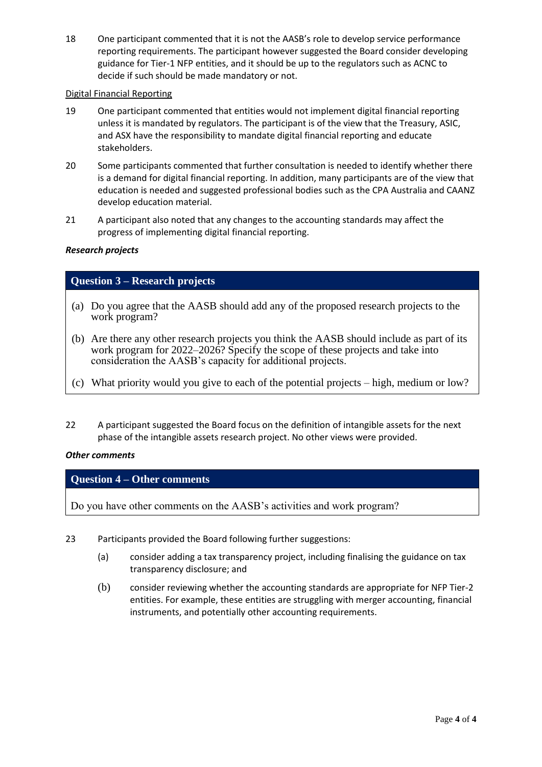18 One participant commented that it is not the AASB's role to develop service performance reporting requirements. The participant however suggested the Board consider developing guidance for Tier-1 NFP entities, and it should be up to the regulators such as ACNC to decide if such should be made mandatory or not.

<u>Digital Financial Reporting</u>

19 One participant commented that entities would not implement digital financial reporting unless it is mandated by regulators. The participant is of the view that the Treasury, ASIC, and ASX have the responsibility to mandate digital financial reporting and educate stakeholders.

20 Some participants commented that further consultation is needed to identify whether there is a demand for digital financial reporting. In addition, many participants are of the view that education is needed and suggested professional bodies such as the CPA Australia and CAANZ develop education material.

21 A participant also noted that any changes to the accounting standards may affect the progress of implementing digital financial reporting.

***Research projects***

**Question 3 – Research projects**

(a) Do you agree that the AASB should add any of the proposed research projects to the work program?

(b) Are there any other research projects you think the AASB should include as part of its work program for 2022–2026? Specify the scope of these projects and take into consideration the AASB's capacity for additional projects.

(c) What priority would you give to each of the potential projects – high, medium or low?

22 A participant suggested the Board focus on the definition of intangible assets for the next phase of the intangible assets research project. No other views were provided.

***Other comments***

**Question 4 – Other comments**

Do you have other comments on the AASB's activities and work program?

23 Participants provided the Board following further suggestions:

(a) consider adding a tax transparency project, including finalising the guidance on tax transparency disclosure; and

(b) consider reviewing whether the accounting standards are appropriate for NFP Tier-2 entities. For example, these entities are struggling with merger accounting, financial instruments, and potentially other accounting requirements.